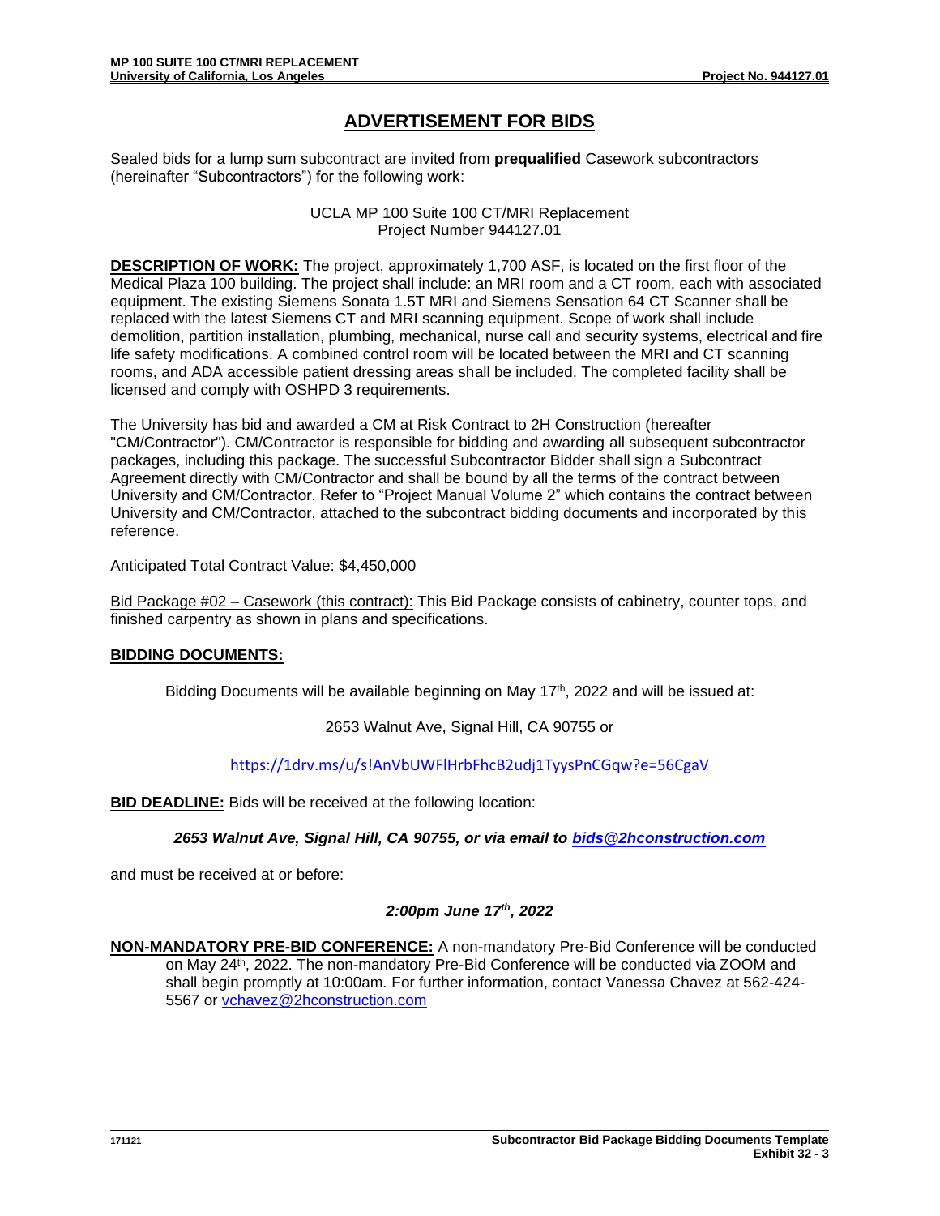# ADVERTISEMENT FOR BIDS

Sealed bids for a lump sum subcontract are invited from **prequalified** Casework subcontractors (hereinafter "Subcontractors") for the following work:

UCLA MP 100 Suite 100 CT/MRI Replacement
Project Number 944127.01

**DESCRIPTION OF WORK:** The project, approximately 1,700 ASF, is located on the first floor of the Medical Plaza 100 building. The project shall include: an MRI room and a CT room, each with associated equipment. The existing Siemens Sonata 1.5T MRI and Siemens Sensation 64 CT Scanner shall be replaced with the latest Siemens CT and MRI scanning equipment. Scope of work shall include demolition, partition installation, plumbing, mechanical, nurse call and security systems, electrical and fire life safety modifications. A combined control room will be located between the MRI and CT scanning rooms, and ADA accessible patient dressing areas shall be included. The completed facility shall be licensed and comply with OSHPD 3 requirements.

The University has bid and awarded a CM at Risk Contract to 2H Construction (hereafter "CM/Contractor"). CM/Contractor is responsible for bidding and awarding all subsequent subcontractor packages, including this package. The successful Subcontractor Bidder shall sign a Subcontract Agreement directly with CM/Contractor and shall be bound by all the terms of the contract between University and CM/Contractor. Refer to "Project Manual Volume 2" which contains the contract between University and CM/Contractor, attached to the subcontract bidding documents and incorporated by this reference.

Anticipated Total Contract Value: $4,450,000

Bid Package #02 – Casework (this contract): This Bid Package consists of cabinetry, counter tops, and finished carpentry as shown in plans and specifications.

**BIDDING DOCUMENTS:**

Bidding Documents will be available beginning on May 17th, 2022 and will be issued at:

2653 Walnut Ave, Signal Hill, CA 90755 or

https://1drv.ms/u/s!AnVbUWFlHrbFhcB2udj1TyysPnCGqw?e=56CgaV

**BID DEADLINE:** Bids will be received at the following location:

***2653 Walnut Ave, Signal Hill, CA 90755, or via email to bids@2hconstruction.com***

and must be received at or before:

***2:00pm June 17th, 2022***

**NON-MANDATORY PRE-BID CONFERENCE:** A non-mandatory Pre-Bid Conference will be conducted on May 24th, 2022. The non-mandatory Pre-Bid Conference will be conducted via ZOOM and shall begin promptly at 10:00am. For further information, contact Vanessa Chavez at 562-424-5567 or vchavez@2hconstruction.com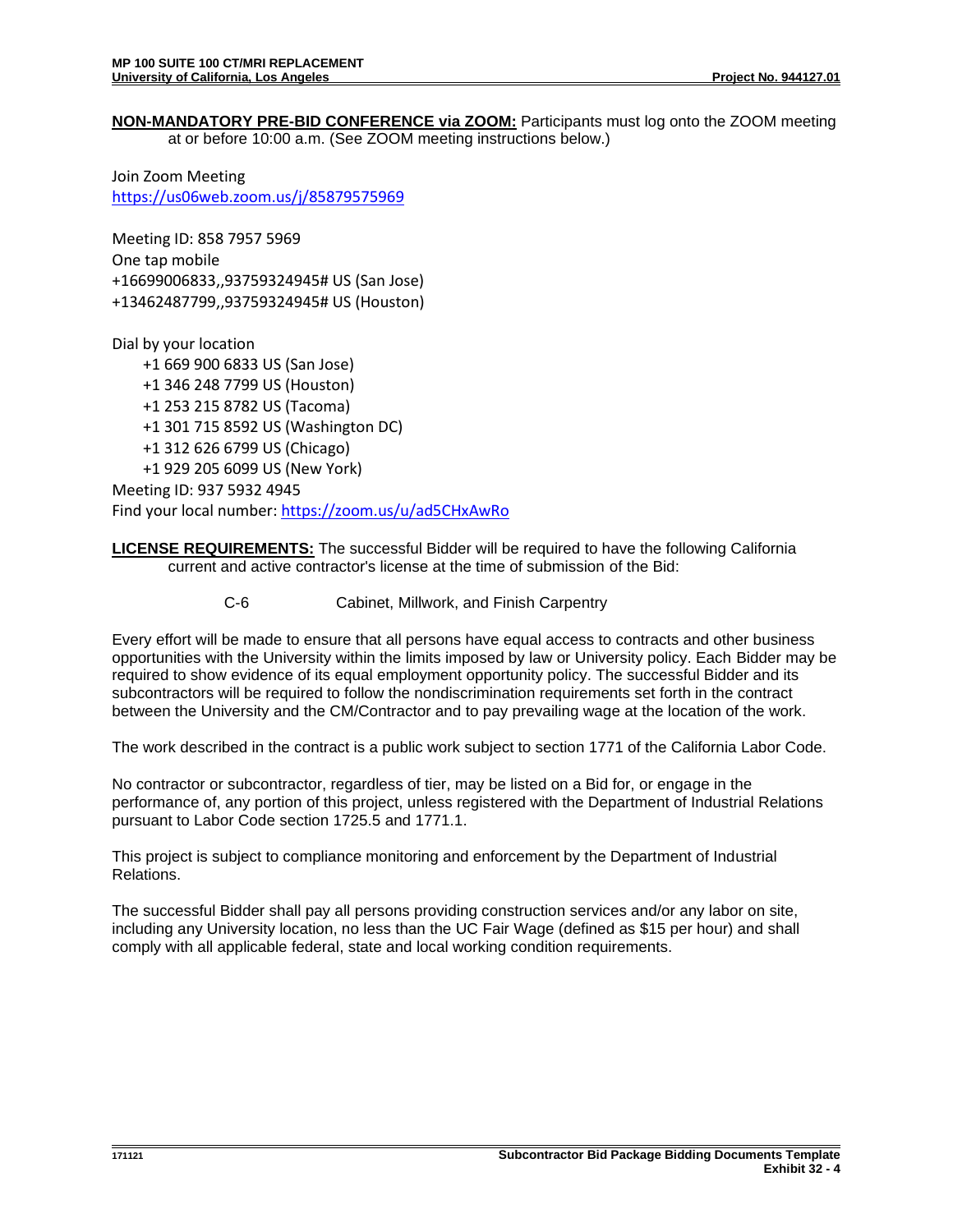**NON-MANDATORY PRE-BID CONFERENCE via ZOOM:** Participants must log onto the ZOOM meeting at or before 10:00 a.m. (See ZOOM meeting instructions below.)

Join Zoom Meeting
https://us06web.zoom.us/j/85879575969

Meeting ID: 858 7957 5969
One tap mobile
+16699006833,,93759324945# US (San Jose)
+13462487799,,93759324945# US (Houston)

Dial by your location
+1 669 900 6833 US (San Jose)
+1 346 248 7799 US (Houston)
+1 253 215 8782 US (Tacoma)
+1 301 715 8592 US (Washington DC)
+1 312 626 6799 US (Chicago)
+1 929 205 6099 US (New York)
Meeting ID: 937 5932 4945
Find your local number: https://zoom.us/u/ad5CHxAwRo

**LICENSE REQUIREMENTS:** The successful Bidder will be required to have the following California current and active contractor's license at the time of submission of the Bid:

C-6 Cabinet, Millwork, and Finish Carpentry

Every effort will be made to ensure that all persons have equal access to contracts and other business opportunities with the University within the limits imposed by law or University policy. Each Bidder may be required to show evidence of its equal employment opportunity policy. The successful Bidder and its subcontractors will be required to follow the nondiscrimination requirements set forth in the contract between the University and the CM/Contractor and to pay prevailing wage at the location of the work.

The work described in the contract is a public work subject to section 1771 of the California Labor Code.

No contractor or subcontractor, regardless of tier, may be listed on a Bid for, or engage in the performance of, any portion of this project, unless registered with the Department of Industrial Relations pursuant to Labor Code section 1725.5 and 1771.1.

This project is subject to compliance monitoring and enforcement by the Department of Industrial Relations.

The successful Bidder shall pay all persons providing construction services and/or any labor on site, including any University location, no less than the UC Fair Wage (defined as $15 per hour) and shall comply with all applicable federal, state and local working condition requirements.